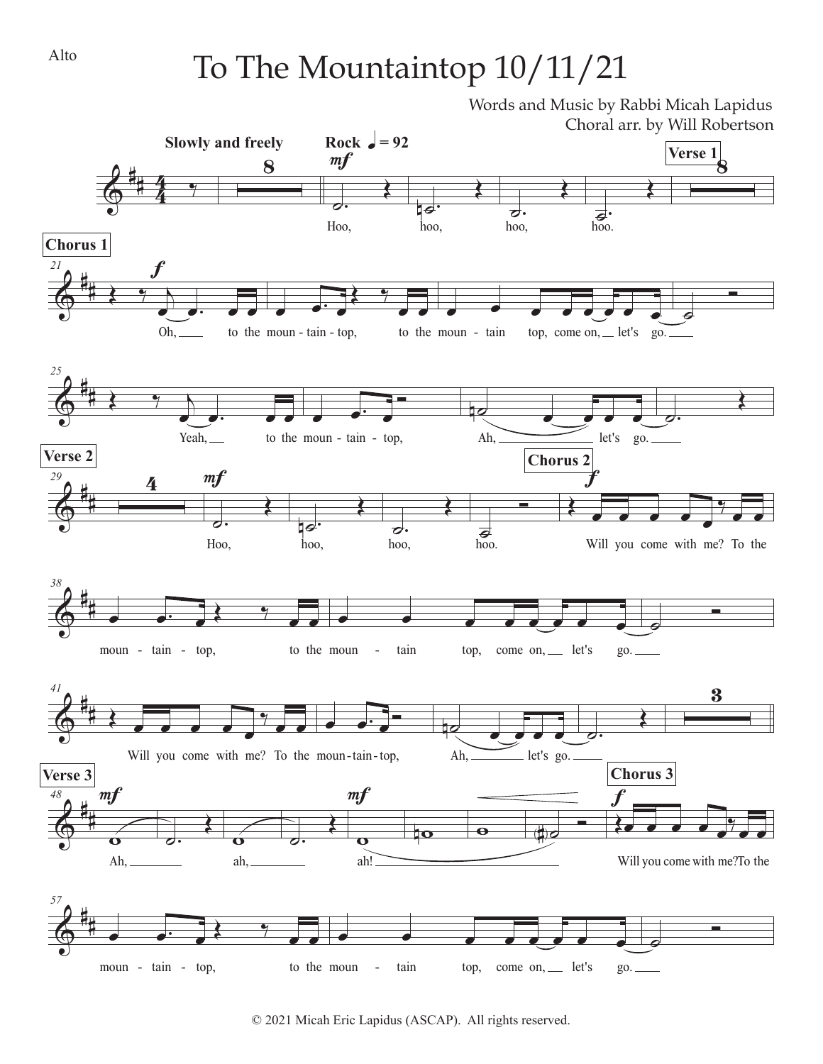Alto

# To The Mountaintop 10/11/21

Words and Music by Rabbi Micah Lapidus
Choral arr. by Will Robertson

**Slowly and freely** — **Rock** ♩ = 92

*mf*

Hoo, hoo, hoo, hoo.

**Verse 1**

**Chorus 1**

*f*

Oh, to the moun - tain - top, to the moun - tain top, come on, let's go.

Yeah, to the moun - tain - top, Ah, let's go.

**Verse 2**

*mf*

Hoo, hoo, hoo, hoo.

**Chorus 2**

*f*

Will you come with me? To the moun - tain - top, to the moun - tain top, come on, let's go.

Will you come with me? To the moun-tain-top, Ah, let's go.

**Verse 3**

*mf*

Ah, ah, ah!

**Chorus 3**

*f*

Will you come with me? To the moun - tain - top, to the moun - tain top, come on, let's go.

© 2021 Micah Eric Lapidus (ASCAP). All rights reserved.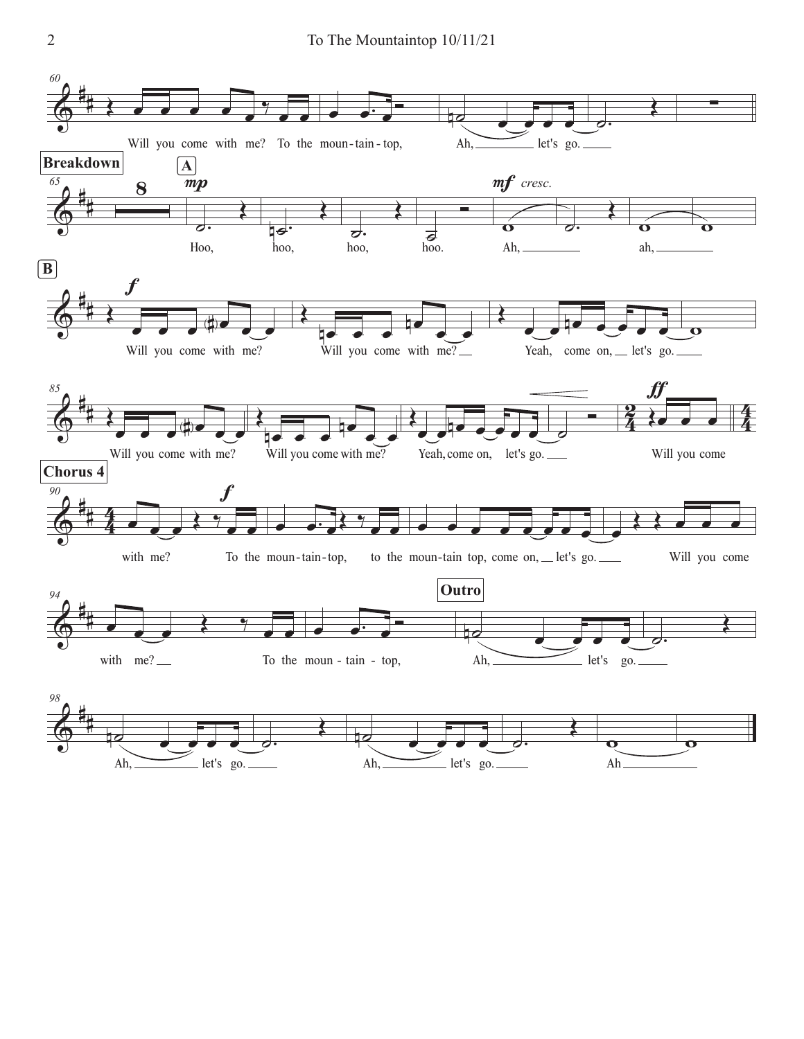Breakdown

A

*mp*

Hoo, hoo, hoo, hoo.

*mf cresc.*

Ah, ah,

B

*f*

Will you come with me? Will you come with me? Yeah, come on, let's go.

Will you come with me? Will you come with me? Yeah, come on, let's go.

*ff*

Will you come

Chorus 4

with me? To the moun-tain-top, to the moun-tain top, come on, let's go. Will you come

with me? To the moun-tain-top,

Outro

Ah, let's go.

Ah, let's go. Ah, let's go. Ah